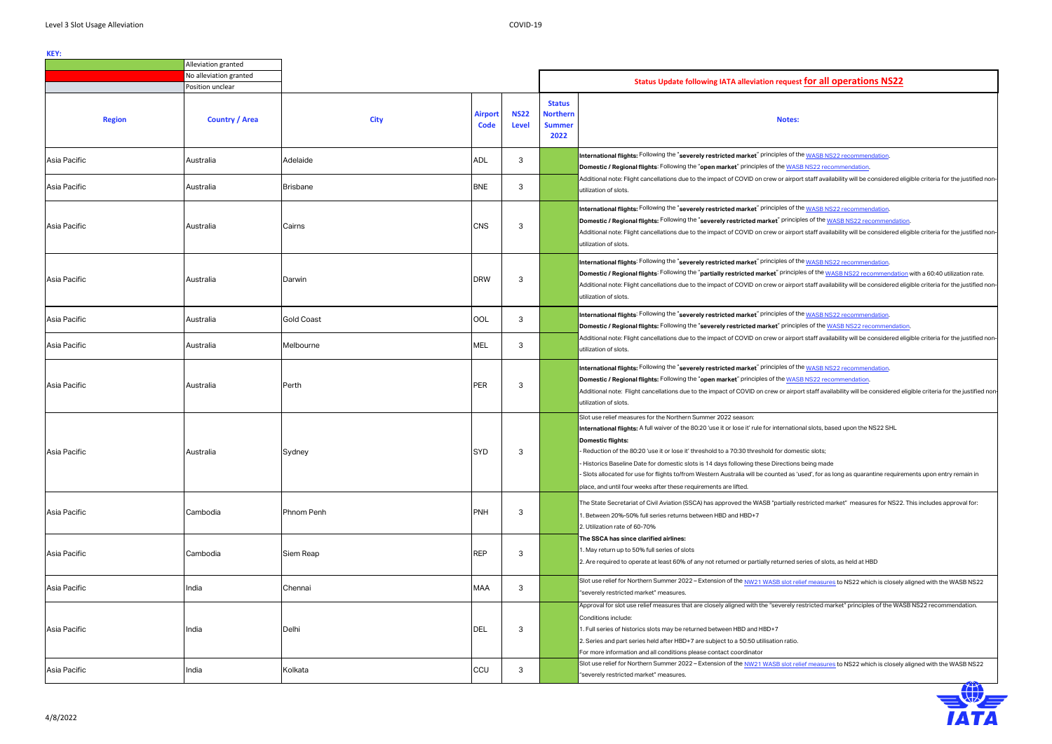**KEY:**

| Color | Meaning |
|---|---|
| (green) | Alleviation granted |
| (red) | No alleviation granted |
| (grey) | Position unclear |

## Status Update following IATA alleviation request for all operations NS22

| Region | Country / Area | City | Airport Code | NS22 Level | Status Northern Summer 2022 | Notes: |
|---|---|---|---|---|---|---|
| Asia Pacific | Australia | Adelaide | ADL | 3 | Alleviation granted | **International flights:** Following the "**severely restricted market**" principles of the WASB NS22 recommendation. **Domestic / Regional flights**: Following the "**open market**" principles of the WASB NS22 recommendation. Additional note: Flight cancellations due to the impact of COVID on crew or airport staff availability will be considered eligible criteria for the justified non-utilization of slots. |
| Asia Pacific | Australia | Brisbane | BNE | 3 | Alleviation granted | |
| Asia Pacific | Australia | Cairns | CNS | 3 | Alleviation granted | **International flights:** Following the "**severely restricted market**" principles of the WASB NS22 recommendation. **Domestic / Regional flights:** Following the "**severely restricted market**" principles of the WASB NS22 recommendation. Additional note: Flight cancellations due to the impact of COVID on crew or airport staff availability will be considered eligible criteria for the justified non-utilization of slots. |
| Asia Pacific | Australia | Darwin | DRW | 3 | Alleviation granted | **International flights**: Following the "**severely restricted market**" principles of the WASB NS22 recommendation. **Domestic / Regional flights**: Following the "**partially restricted market**" principles of the WASB NS22 recommendation with a 60:40 utilization rate. Additional note: Flight cancellations due to the impact of COVID on crew or airport staff availability will be considered eligible criteria for the justified non-utilization of slots. |
| Asia Pacific | Australia | Gold Coast | OOL | 3 | Alleviation granted | **International flights**: Following the "**severely restricted market**" principles of the WASB NS22 recommendation. **Domestic / Regional flights:** Following the "**severely restricted market**" principles of the WASB NS22 recommendation. Additional note: Flight cancellations due to the impact of COVID on crew or airport staff availability will be considered eligible criteria for the justified non-utilization of slots. |
| Asia Pacific | Australia | Melbourne | MEL | 3 | Alleviation granted | |
| Asia Pacific | Australia | Perth | PER | 3 | Alleviation granted | **International flights:** Following the "**severely restricted market**" principles of the WASB NS22 recommendation. **Domestic / Regional flights:** Following the "**open market**" principles of the WASB NS22 recommendation. Additional note: Flight cancellations due to the impact of COVID on crew or airport staff availability will be considered eligible criteria for the justified non-utilization of slots. |
| Asia Pacific | Australia | Sydney | SYD | 3 | Alleviation granted | Slot use relief measures for the Northern Summer 2022 season: **International flights:** A full waiver of the 80:20 'use it or lose it' rule for international slots, based upon the NS22 SHL **Domestic flights:** - Reduction of the 80:20 'use it or lose it' threshold to a 70:30 threshold for domestic slots; - Historics Baseline Date for domestic slots is 14 days following these Directions being made - Slots allocated for use for flights to/from Western Australia will be counted as 'used', for as long as quarantine requirements upon entry remain in place, and until four weeks after these requirements are lifted. |
| Asia Pacific | Cambodia | Phnom Penh | PNH | 3 | Alleviation granted | The State Secretariat of Civil Aviation (SSCA) has approved the WASB "partially restricted market" measures for NS22. This includes approval for: 1. Between 20%-50% full series returns between HBD and HBD+7 2. Utilization rate of 60-70% **The SSCA has since clarified airlines:** 1. May return up to 50% full series of slots 2. Are required to operate at least 60% of any not returned or partially returned series of slots, as held at HBD |
| Asia Pacific | Cambodia | Siem Reap | REP | 3 | Alleviation granted | |
| Asia Pacific | India | Chennai | MAA | 3 | Alleviation granted | Slot use relief for Northern Summer 2022 – Extension of the NW21 WASB slot relief measures to NS22 which is closely aligned with the WASB NS22 "severely restricted market" measures. |
| Asia Pacific | India | Delhi | DEL | 3 | Alleviation granted | Approval for slot use relief measures that are closely aligned with the "severely restricted market" principles of the WASB NS22 recommendation. Conditions include: 1. Full series of historics slots may be returned between HBD and HBD+7 2. Series and part series held after HBD+7 are subject to a 50:50 utilisation ratio. For more information and all conditions please contact coordinator |
| Asia Pacific | India | Kolkata | CCU | 3 | Alleviation granted | Slot use relief for Northern Summer 2022 – Extension of the NW21 WASB slot relief measures to NS22 which is closely aligned with the WASB NS22 "severely restricted market" measures. |

4/8/2022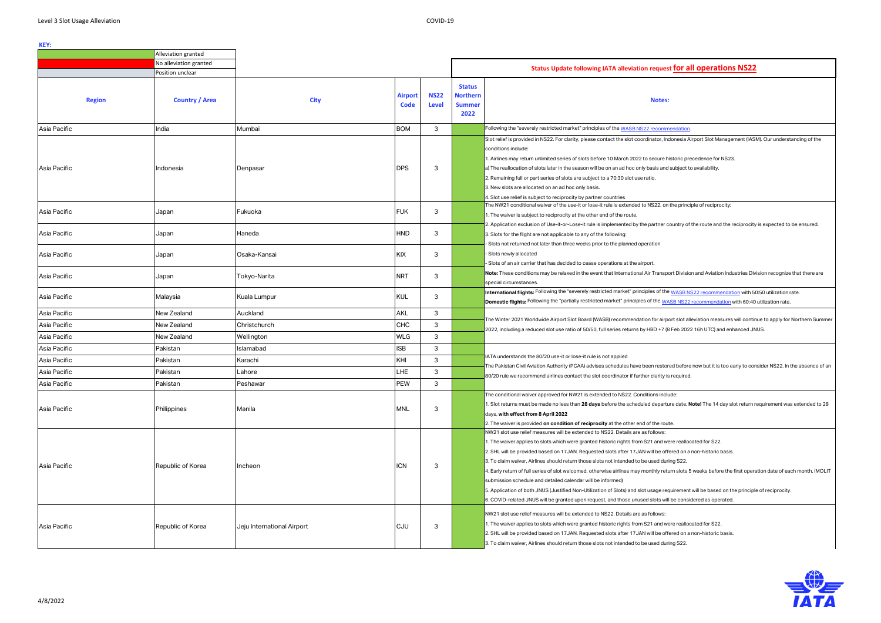**KEY:**

| | |
|---|---|
| (green) | Alleviation granted |
| (red) | No alleviation granted |
| (grey) | Position unclear |

**Status Update following IATA alleviation request for all operations NS22**

| Region | Country / Area | City | Airport Code | NS22 Level | Status Northern Summer 2022 | Notes: |
|---|---|---|---|---|---|---|
| Asia Pacific | India | Mumbai | BOM | 3 | | Following the "severely restricted market" principles of the WASB NS22 recommendation. |
| Asia Pacific | Indonesia | Denpasar | DPS | 3 | | Slot relief is provided in NS22. For clarity, please contact the slot coordinator, Indonesia Airport Slot Management (IASM). Our understanding of the conditions include:<br>1. Airlines may return unlimited series of slots before 10 March 2022 to secure historic precedence for NS23.<br>a) The reallocation of slots later in the season will be on an ad hoc only basis and subject to availability.<br>2. Remaining full or part series of slots are subject to a 70:30 slot use ratio.<br>3. New slots are allocated on an ad hoc only basis.<br>4. Slot use relief is subject to reciprocity by partner countries |
| Asia Pacific | Japan | Fukuoka | FUK | 3 | | The NW21 conditional waiver of the use-it or lose-it rule is extended to NS22. on the principle of reciprocity:<br>1. The waiver is subject to reciprocity at the other end of the route.<br>2. Application exclusion of Use-it-or-Lose-it rule is implemented by the partner country of the route and the reciprocity is expected to be ensured.<br>3. Slots for the flight are not applicable to any of the following:<br>- Slots not returned not later than three weeks prior to the planned operation<br>- Slots newly allocated<br>- Slots of an air carrier that has decided to cease operations at the airport.<br>**Note:** These conditions may be relaxed in the event that International Air Transport Division and Aviation Industries Division recognize that there are special circumstances. |
| Asia Pacific | Japan | Haneda | HND | 3 | | |
| Asia Pacific | Japan | Osaka-Kansai | KIX | 3 | | |
| Asia Pacific | Japan | Tokyo-Narita | NRT | 3 | | |
| Asia Pacific | Malaysia | Kuala Lumpur | KUL | 3 | | **International flights:** Following the "severely restricted market" principles of the WASB NS22 recommendation with 50:50 utilization rate.<br>**Domestic flights:** Following the "partially restricted market" principles of the WASB NS22 recommendation with 60:40 utilization rate. |
| Asia Pacific | New Zealand | Auckland | AKL | 3 | | The Winter 2021 Worldwide Airport Slot Board (WASB) recommendation for airport slot alleviation measures will continue to apply for Northern Summer 2022, including a reduced slot use ratio of 50/50, full series returns by HBD +7 (8 Feb 2022 16h UTC) and enhanced JNUS. |
| Asia Pacific | New Zealand | Christchurch | CHC | 3 | | |
| Asia Pacific | New Zealand | Wellington | WLG | 3 | | |
| Asia Pacific | Pakistan | Islamabad | ISB | 3 | | IATA understands the 80/20 use-it or lose-it rule is not applied<br>The Pakistan Civil Aviation Authority (PCAA) advises schedules have been restored before now but it is too early to consider NS22. In the absence of an 80/20 rule we recommend airlines contact the slot coordinator if further clarity is required. |
| Asia Pacific | Pakistan | Karachi | KHI | 3 | | |
| Asia Pacific | Pakistan | Lahore | LHE | 3 | | |
| Asia Pacific | Pakistan | Peshawar | PEW | 3 | | |
| Asia Pacific | Philippines | Manila | MNL | 3 | | The conditional waiver approved for NW21 is extended to NS22. Conditions include:<br>1. Slot returns must be made no less than **28 days** before the scheduled departure date. **Note!** The 14 day slot return requirement was extended to 28 days, **with effect from 8 April 2022**<br>2. The waiver is provided **on condition of reciprocity** at the other end of the route. |
| Asia Pacific | Republic of Korea | Incheon | ICN | 3 | | NW21 slot use relief measures will be extended to NS22. Details are as follows:<br>1. The waiver applies to slots which were granted historic rights from S21 and were reallocated for S22.<br>2. SHL will be provided based on 17JAN. Requested slots after 17JAN will be offered on a non-historic basis.<br>3. To claim waiver, Airlines should return those slots not intended to be used during S22.<br>4. Early return of full series of slot welcomed, otherwise airlines may monthly return slots 5 weeks before the first operation date of each month. (MOLIT submission schedule and detailed calendar will be informed)<br>5. Application of both JNUS (Justified Non-Utilization of Slots) and slot usage requirement will be based on the principle of reciprocity.<br>6. COVID-related JNUS will be granted upon request, and those unused slots will be considered as operated. |
| Asia Pacific | Republic of Korea | Jeju International Airport | CJU | 3 | | NW21 slot use relief measures will be extended to NS22. Details are as follows:<br>1. The waiver applies to slots which were granted historic rights from S21 and were reallocated for S22.<br>2. SHL will be provided based on 17JAN. Requested slots after 17JAN will be offered on a non-historic basis.<br>3. To claim waiver, Airlines should return those slots not intended to be used during S22. |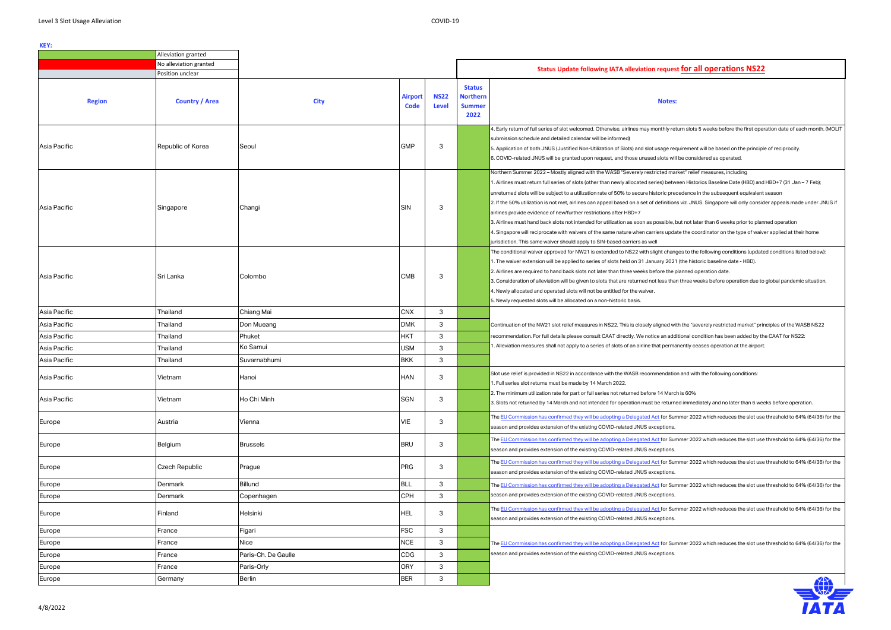**KEY:**

| | |
|---|---|
| (green) | Alleviation granted |
| (red) | No alleviation granted |
| (grey) | Position unclear |

**Status Update following IATA alleviation request for all operations NS22**

| Region | Country / Area | City | Airport Code | NS22 Level | Status Northern Summer 2022 | Notes: |
|---|---|---|---|---|---|---|
| Asia Pacific | Republic of Korea | Seoul | GMP | 3 | | 4. Early return of full series of slot welcomed. Otherwise, airlines may monthly return slots 5 weeks before the first operation date of each month. (MOLIT submission schedule and detailed calendar will be informed)<br>5. Application of both JNUS (Justified Non-Utilization of Slots) and slot usage requirement will be based on the principle of reciprocity.<br>6. COVID-related JNUS will be granted upon request, and those unused slots will be considered as operated. |
| Asia Pacific | Singapore | Changi | SIN | 3 | | Northern Summer 2022 – Mostly aligned with the WASB "Severely restricted market" relief measures, including<br>1. Airlines must return full series of slots (other than newly allocated series) between Historics Baseline Date (HBD) and HBD+7 (31 Jan – 7 Feb); unreturned slots will be subject to a utilization rate of 50% to secure historic precedence in the subsequent equivalent season<br>2. If the 50% utilization is not met, airlines can appeal based on a set of definitions viz. JNUS. Singapore will only consider appeals made under JNUS if airlines provide evidence of new/further restrictions after HBD+7<br>3. Airlines must hand back slots not intended for utilization as soon as possible, but not later than 6 weeks prior to planned operation<br>4. Singapore will reciprocate with waivers of the same nature when carriers update the coordinator on the type of waiver applied at their home jurisdiction. This same waiver should apply to SIN-based carriers as well |
| Asia Pacific | Sri Lanka | Colombo | CMB | 3 | | The conditional waiver approved for NW21 is extended to NS22 with slight changes to the following conditions (updated conditions listed below):<br>1. The waiver extension will be applied to series of slots held on 31 January 2021 (the historic baseline date - HBD).<br>2. Airlines are required to hand back slots not later than three weeks before the planned operation date.<br>3. Consideration of alleviation will be given to slots that are returned not less than three weeks before operation due to global pandemic situation.<br>4. Newly allocated and operated slots will not be entitled for the waiver.<br>5. Newly requested slots will be allocated on a non-historic basis. |
| Asia Pacific | Thailand | Chiang Mai | CNX | 3 | | Continuation of the NW21 slot relief measures in NS22. This is closely aligned with the "severely restricted market" principles of the WASB NS22 recommendation. For full details please consult CAAT directly. We notice an additional condition has been added by the CAAT for NS22:<br>1. Alleviation measures shall not apply to a series of slots of an airline that permanently ceases operation at the airport. |
| Asia Pacific | Thailand | Don Mueang | DMK | 3 | | |
| Asia Pacific | Thailand | Phuket | HKT | 3 | | |
| Asia Pacific | Thailand | Ko Samui | USM | 3 | | |
| Asia Pacific | Thailand | Suvarnabhumi | BKK | 3 | | |
| Asia Pacific | Vietnam | Hanoi | HAN | 3 | | Slot use relief is provided in NS22 in accordance with the WASB recommendation and with the following conditions:<br>1. Full series slot returns must be made by 14 March 2022.<br>2. The minimum utilization rate for part or full series not returned before 14 March is 60%<br>3. Slots not returned by 14 March and not intended for operation must be returned immediately and no later than 6 weeks before operation. |
| Asia Pacific | Vietnam | Ho Chi Minh | SGN | 3 | | |
| Europe | Austria | Vienna | VIE | 3 | | The EU Commission has confirmed they will be adopting a Delegated Act for Summer 2022 which reduces the slot use threshold to 64% (64/36) for the season and provides extension of the existing COVID-related JNUS exceptions. |
| Europe | Belgium | Brussels | BRU | 3 | | The EU Commission has confirmed they will be adopting a Delegated Act for Summer 2022 which reduces the slot use threshold to 64% (64/36) for the season and provides extension of the existing COVID-related JNUS exceptions. |
| Europe | Czech Republic | Prague | PRG | 3 | | The EU Commission has confirmed they will be adopting a Delegated Act for Summer 2022 which reduces the slot use threshold to 64% (64/36) for the season and provides extension of the existing COVID-related JNUS exceptions. |
| Europe | Denmark | Billund | BLL | 3 | | The EU Commission has confirmed they will be adopting a Delegated Act for Summer 2022 which reduces the slot use threshold to 64% (64/36) for the season and provides extension of the existing COVID-related JNUS exceptions. |
| Europe | Denmark | Copenhagen | CPH | 3 | | |
| Europe | Finland | Helsinki | HEL | 3 | | The EU Commission has confirmed they will be adopting a Delegated Act for Summer 2022 which reduces the slot use threshold to 64% (64/36) for the season and provides extension of the existing COVID-related JNUS exceptions. |
| Europe | France | Figari | FSC | 3 | | The EU Commission has confirmed they will be adopting a Delegated Act for Summer 2022 which reduces the slot use threshold to 64% (64/36) for the season and provides extension of the existing COVID-related JNUS exceptions. |
| Europe | France | Nice | NCE | 3 | | |
| Europe | France | Paris-Ch. De Gaulle | CDG | 3 | | |
| Europe | France | Paris-Orly | ORY | 3 | | |
| Europe | Germany | Berlin | BER | 3 | | |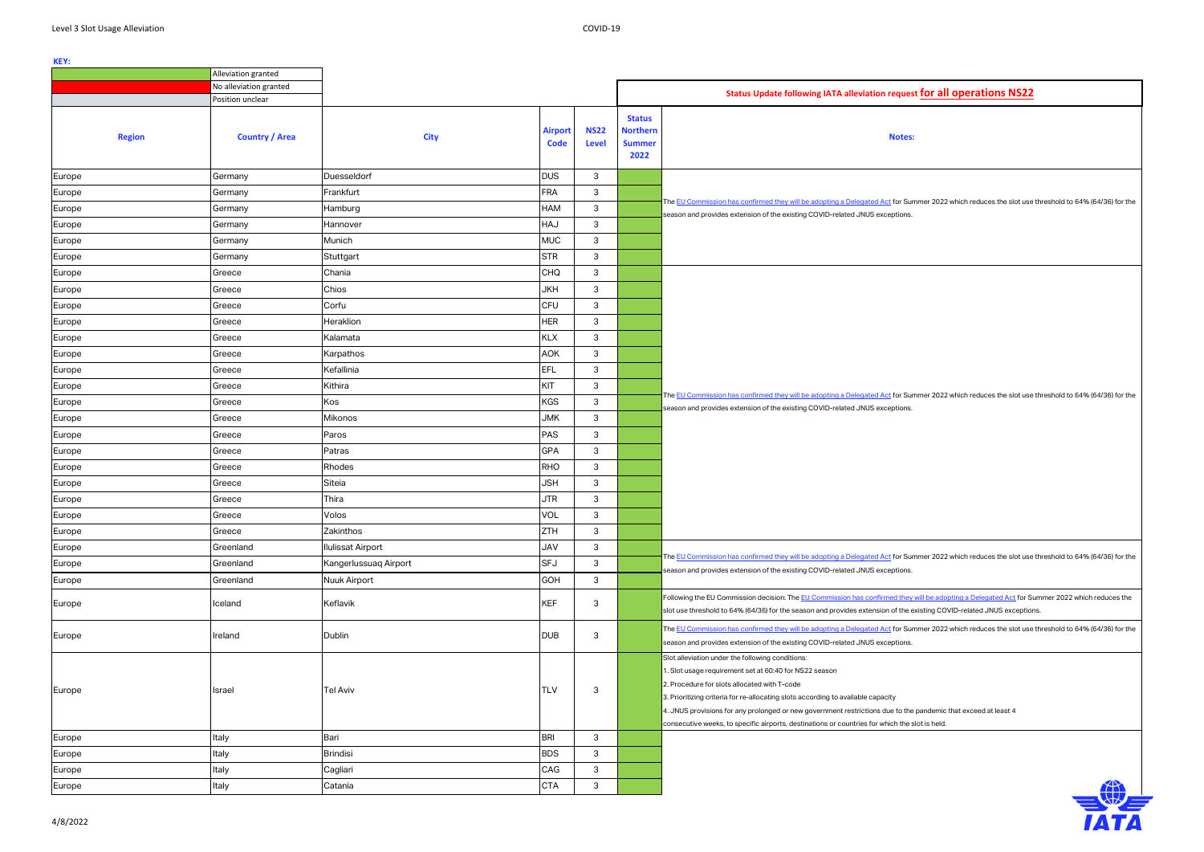**KEY:**

| | |
|---|---|
| (green) | Alliviation granted |
| (red) | No alleviation granted |
| (grey) | Position unclear |

**Status Update following IATA alleviation request for all operations NS22**

| Region | Country / Area | City | Airport Code | NS22 Level | Status Northern Summer 2022 | Notes: |
|---|---|---|---|---|---|---|
| Europe | Germany | Duesseldorf | DUS | 3 | | The EU Commission has confirmed they will be adopting a Delegated Act for Summer 2022 which reduces the slot use threshold to 64% (64/36) for the season and provides extension of the existing COVID-related JNUS exceptions. |
| Europe | Germany | Frankfurt | FRA | 3 | | |
| Europe | Germany | Hamburg | HAM | 3 | | |
| Europe | Germany | Hannover | HAJ | 3 | | |
| Europe | Germany | Munich | MUC | 3 | | |
| Europe | Germany | Stuttgart | STR | 3 | | |
| Europe | Greece | Chania | CHQ | 3 | | The EU Commission has confirmed they will be adopting a Delegated Act for Summer 2022 which reduces the slot use threshold to 64% (64/36) for the season and provides extension of the existing COVID-related JNUS exceptions. |
| Europe | Greece | Chios | JKH | 3 | | |
| Europe | Greece | Corfu | CFU | 3 | | |
| Europe | Greece | Heraklion | HER | 3 | | |
| Europe | Greece | Kalamata | KLX | 3 | | |
| Europe | Greece | Karpathos | AOK | 3 | | |
| Europe | Greece | Kefallinia | EFL | 3 | | |
| Europe | Greece | Kithira | KIT | 3 | | |
| Europe | Greece | Kos | KGS | 3 | | |
| Europe | Greece | Mikonos | JMK | 3 | | |
| Europe | Greece | Paros | PAS | 3 | | |
| Europe | Greece | Patras | GPA | 3 | | |
| Europe | Greece | Rhodes | RHO | 3 | | |
| Europe | Greece | Siteia | JSH | 3 | | |
| Europe | Greece | Thira | JTR | 3 | | |
| Europe | Greece | Volos | VOL | 3 | | |
| Europe | Greece | Zakinthos | ZTH | 3 | | |
| Europe | Greenland | Ilulissat Airport | JAV | 3 | | The EU Commission has confirmed they will be adopting a Delegated Act for Summer 2022 which reduces the slot use threshold to 64% (64/36) for the season and provides extension of the existing COVID-related JNUS exceptions. |
| Europe | Greenland | Kangerlussuaq Airport | SFJ | 3 | | |
| Europe | Greenland | Nuuk Airport | GOH | 3 | | |
| Europe | Iceland | Keflavik | KEF | 3 | | Following the EU Commission decision: The EU Commission has confirmed they will be adopting a Delegated Act for Summer 2022 which reduces the slot use threshold to 64% (64/36) for the season and provides extension of the existing COVID-related JNUS exceptions. |
| Europe | Ireland | Dublin | DUB | 3 | | The EU Commission has confirmed they will be adopting a Delegated Act for Summer 2022 which reduces the slot use threshold to 64% (64/36) for the season and provides extension of the existing COVID-related JNUS exceptions. |
| Europe | Israel | Tel Aviv | TLV | 3 | | Slot alleviation under the following conditions:<br>1. Slot usage requirement set at 60:40 for NS22 season<br>2. Procedure for slots allocated with T-code<br>3. Prioritizing criteria for re-allocating slots according to available capacity<br>4. JNUS provisions for any prolonged or new government restrictions due to the pandemic that exceed at least 4 consecutive weeks, to specific airports, destinations or countries for which the slot is held. |
| Europe | Italy | Bari | BRI | 3 | | |
| Europe | Italy | Brindisi | BDS | 3 | | |
| Europe | Italy | Cagliari | CAG | 3 | | |
| Europe | Italy | Catania | CTA | 3 | | |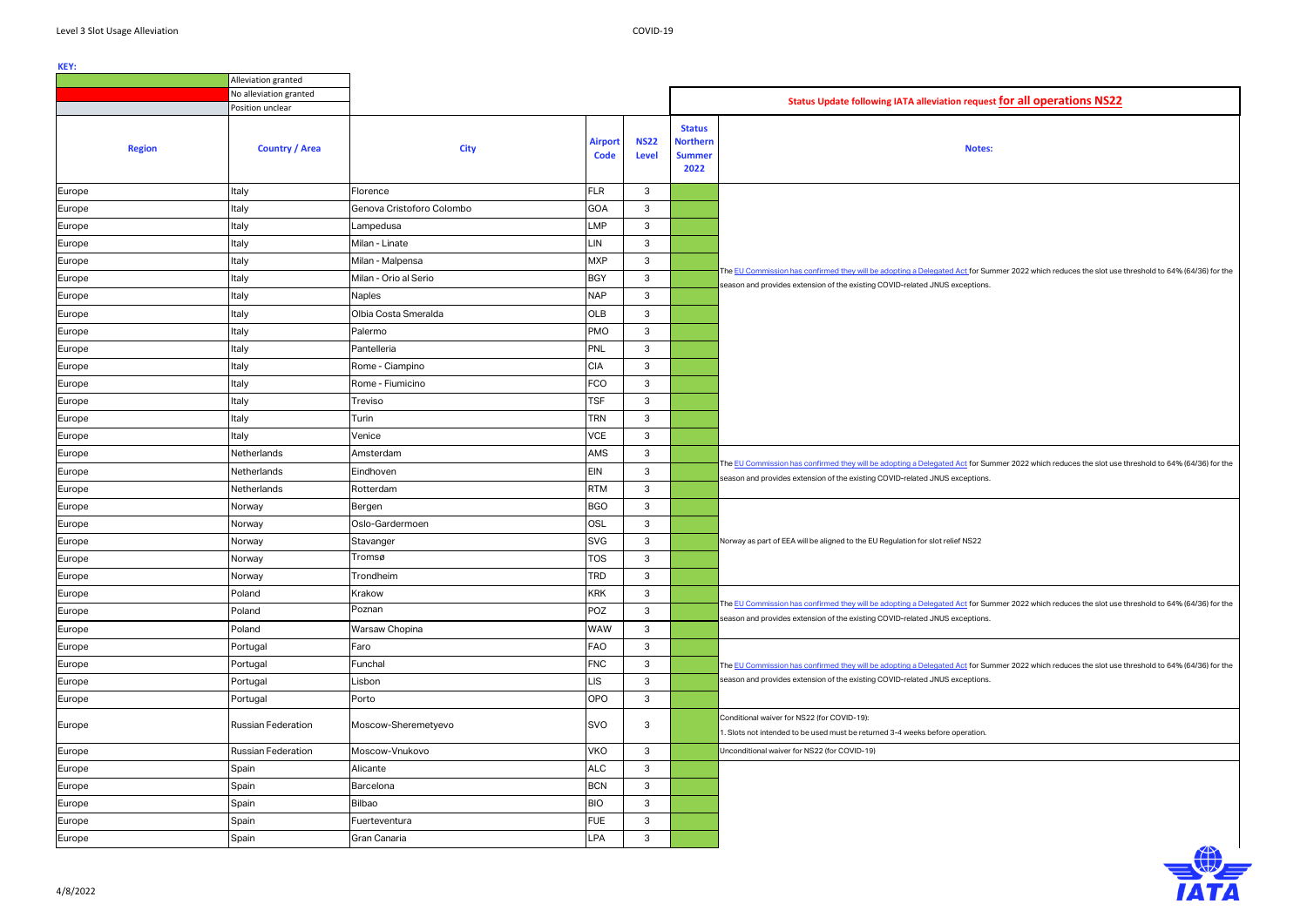**KEY:**

| | |
|---|---|
| (green) | Alliviation granted |
| (red) | No alleviation granted |
| (grey) | Position unclear |

**Status Update following IATA alleviation request for all operations NS22**

| Region | Country / Area | City | Airport Code | NS22 Level | Status Northern Summer 2022 | Notes: |
|---|---|---|---|---|---|---|
| Europe | Italy | Florence | FLR | 3 | | The EU Commission has confirmed they will be adopting a Delegated Act for Summer 2022 which reduces the slot use threshold to 64% (64/36) for the season and provides extension of the existing COVID-related JNUS exceptions. |
| Europe | Italy | Genova Cristoforo Colombo | GOA | 3 | | |
| Europe | Italy | Lampedusa | LMP | 3 | | |
| Europe | Italy | Milan - Linate | LIN | 3 | | |
| Europe | Italy | Milan - Malpensa | MXP | 3 | | |
| Europe | Italy | Milan - Orio al Serio | BGY | 3 | | |
| Europe | Italy | Naples | NAP | 3 | | |
| Europe | Italy | Olbia Costa Smeralda | OLB | 3 | | |
| Europe | Italy | Palermo | PMO | 3 | | |
| Europe | Italy | Pantelleria | PNL | 3 | | |
| Europe | Italy | Rome - Ciampino | CIA | 3 | | |
| Europe | Italy | Rome - Fiumicino | FCO | 3 | | |
| Europe | Italy | Treviso | TSF | 3 | | |
| Europe | Italy | Turin | TRN | 3 | | |
| Europe | Italy | Venice | VCE | 3 | | |
| Europe | Netherlands | Amsterdam | AMS | 3 | | The EU Commission has confirmed they will be adopting a Delegated Act for Summer 2022 which reduces the slot use threshold to 64% (64/36) for the season and provides extension of the existing COVID-related JNUS exceptions. |
| Europe | Netherlands | Eindhoven | EIN | 3 | | |
| Europe | Netherlands | Rotterdam | RTM | 3 | | |
| Europe | Norway | Bergen | BGO | 3 | | Norway as part of EEA will be aligned to the EU Regulation for slot relief NS22 |
| Europe | Norway | Oslo-Gardermoen | OSL | 3 | | |
| Europe | Norway | Stavanger | SVG | 3 | | |
| Europe | Norway | Tromsø | TOS | 3 | | |
| Europe | Norway | Trondheim | TRD | 3 | | |
| Europe | Poland | Krakow | KRK | 3 | | The EU Commission has confirmed they will be adopting a Delegated Act for Summer 2022 which reduces the slot use threshold to 64% (64/36) for the season and provides extension of the existing COVID-related JNUS exceptions. |
| Europe | Poland | Poznan | POZ | 3 | | |
| Europe | Poland | Warsaw Chopina | WAW | 3 | | |
| Europe | Portugal | Faro | FAO | 3 | | The EU Commission has confirmed they will be adopting a Delegated Act for Summer 2022 which reduces the slot use threshold to 64% (64/36) for the season and provides extension of the existing COVID-related JNUS exceptions. |
| Europe | Portugal | Funchal | FNC | 3 | | |
| Europe | Portugal | Lisbon | LIS | 3 | | |
| Europe | Portugal | Porto | OPO | 3 | | |
| Europe | Russian Federation | Moscow-Sheremetyevo | SVO | 3 | | Conditional waiver for NS22 (for COVID-19): 1. Slots not intended to be used must be returned 3-4 weeks before operation. |
| Europe | Russian Federation | Moscow-Vnukovo | VKO | 3 | | Unconditional waiver for NS22 (for COVID-19) |
| Europe | Spain | Alicante | ALC | 3 | | |
| Europe | Spain | Barcelona | BCN | 3 | | |
| Europe | Spain | Bilbao | BIO | 3 | | |
| Europe | Spain | Fuerteventura | FUE | 3 | | |
| Europe | Spain | Gran Canaria | LPA | 3 | | |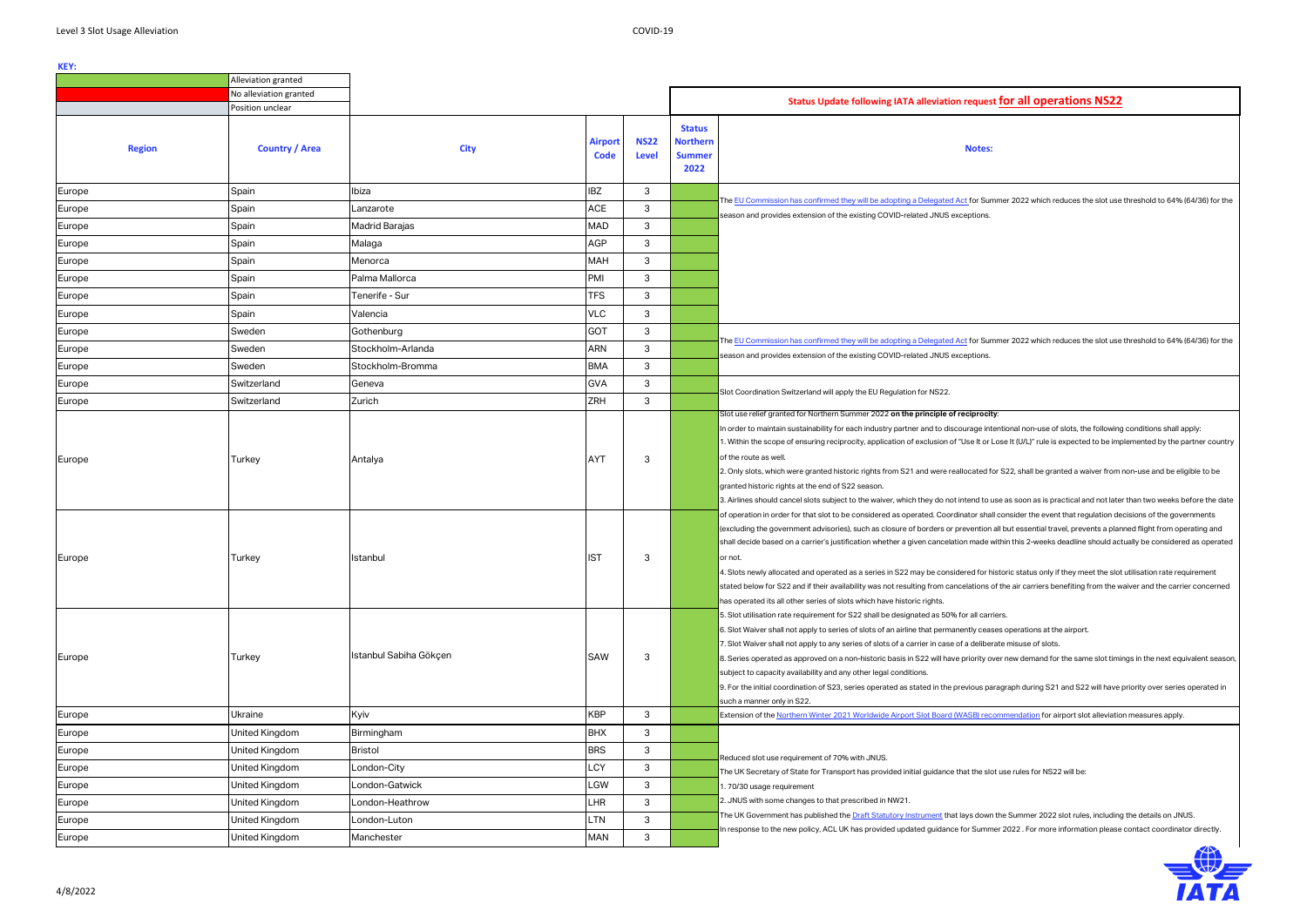**KEY:**

| | |
|---|---|
| | Alliviation granted |
| | No alleviation granted |
| | Position unclear |

**Status Update following IATA alleviation request for all operations NS22**

| Region | Country / Area | City | Airport Code | NS22 Level | Status Northern Summer 2022 | Notes: |
|---|---|---|---|---|---|---|
| Europe | Spain | Ibiza | IBZ | 3 | | The EU Commission has confirmed they will be adopting a Delegated Act for Summer 2022 which reduces the slot use threshold to 64% (64/36) for the season and provides extension of the existing COVID-related JNUS exceptions. |
| Europe | Spain | Lanzarote | ACE | 3 | | |
| Europe | Spain | Madrid Barajas | MAD | 3 | | |
| Europe | Spain | Malaga | AGP | 3 | | |
| Europe | Spain | Menorca | MAH | 3 | | |
| Europe | Spain | Palma Mallorca | PMI | 3 | | |
| Europe | Spain | Tenerife - Sur | TFS | 3 | | |
| Europe | Spain | Valencia | VLC | 3 | | |
| Europe | Sweden | Gothenburg | GOT | 3 | | The EU Commission has confirmed they will be adopting a Delegated Act for Summer 2022 which reduces the slot use threshold to 64% (64/36) for the season and provides extension of the existing COVID-related JNUS exceptions. |
| Europe | Sweden | Stockholm-Arlanda | ARN | 3 | | |
| Europe | Sweden | Stockholm-Bromma | BMA | 3 | | |
| Europe | Switzerland | Geneva | GVA | 3 | | Slot Coordination Switzerland will apply the EU Regulation for NS22. |
| Europe | Switzerland | Zurich | ZRH | 3 | | |
| Europe | Turkey | Antalya | AYT | 3 | | Slot use relief granted for Northern Summer 2022 **on the principle of reciprocity**:<br>In order to maintain sustainability for each industry partner and to discourage intentional non-use of slots, the following conditions shall apply:<br>1. Within the scope of ensuring reciprocity, application of exclusion of "Use It or Lose It (U/L)" rule is expected to be implemented by the partner country of the route as well.<br>2. Only slots, which were granted historic rights from S21 and were reallocated for S22, shall be granted a waiver from non-use and be eligible to be granted historic rights at the end of S22 season.<br>3. Airlines should cancel slots subject to the waiver, which they do not intend to use as soon as is practical and not later than two weeks before the date of operation in order for that slot to be considered as operated. Coordinator shall consider the event that regulation decisions of the governments (excluding the government advisories), such as closure of borders or prevention all but essential travel, prevents a planned flight from operating and shall decide based on a carrier's justification whether a given cancelation made within this 2-weeks deadline should actually be considered as operated or not.<br>4. Slots newly allocated and operated as a series in S22 may be considered for historic status only if they meet the slot utilisation rate requirement stated below for S22 and if their availability was not resulting from cancelations of the air carriers benefiting from the waiver and the carrier concerned has operated its all other series of slots which have historic rights.<br>5. Slot utilisation rate requirement for S22 shall be designated as 50% for all carriers.<br>6. Slot Waiver shall not apply to series of slots of an airline that permanently ceases operations at the airport.<br>7. Slot Waiver shall not apply to any series of slots of a carrier in case of a deliberate misuse of slots.<br>8. Series operated as approved on a non-historic basis in S22 will have priority over new demand for the same slot timings in the next equivalent season, subject to capacity availability and any other legal conditions.<br>9. For the initial coordination of S23, series operated as stated in the previous paragraph during S21 and S22 will have priority over series operated in such a manner only in S22. |
| Europe | Turkey | Istanbul | IST | 3 | | |
| Europe | Turkey | Istanbul Sabiha Gökçen | SAW | 3 | | |
| Europe | Ukraine | Kyiv | KBP | 3 | | Extension of the Northern Winter 2021 Worldwide Airport Slot Board (WASB) recommendation for airport slot alleviation measures apply. |
| Europe | United Kingdom | Birmingham | BHX | 3 | | Reduced slot use requirement of 70% with JNUS.<br>The UK Secretary of State for Transport has provided initial guidance that the slot use rules for NS22 will be:<br>1. 70/30 usage requirement<br>2. JNUS with some changes to that prescribed in NW21.<br>The UK Government has published the Draft Statutory Instrument that lays down the Summer 2022 slot rules, including the details on JNUS.<br>In response to the new policy, ACL UK has provided updated guidance for Summer 2022 . For more information please contact coordinator directly. |
| Europe | United Kingdom | Bristol | BRS | 3 | | |
| Europe | United Kingdom | London-City | LCY | 3 | | |
| Europe | United Kingdom | London-Gatwick | LGW | 3 | | |
| Europe | United Kingdom | London-Heathrow | LHR | 3 | | |
| Europe | United Kingdom | London-Luton | LTN | 3 | | |
| Europe | United Kingdom | Manchester | MAN | 3 | | |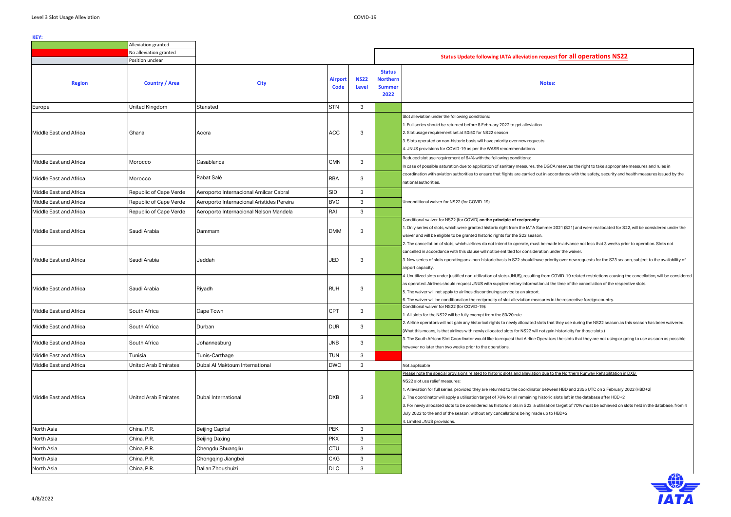**KEY:**

| Colour | Meaning |
|---|---|
| Green | Alleviation granted |
| Red | No alleviation granted |
| Grey | Position unclear |

**Status Update following IATA alleviation request for all operations NS22**

| Region | Country / Area | City | Airport Code | NS22 Level | Status Northern Summer 2022 | Notes: |
|---|---|---|---|---|---|---|
| Europe | United Kingdom | Stansted | STN | 3 | Alleviation granted | |
| Middle East and Africa | Ghana | Accra | ACC | 3 | Alleviation granted | Slot alleviation under the following conditions:<br>1. Full series should be returned before 8 February 2022 to get alleviation<br>2. Slot usage requirement set at 50:50 for NS22 season<br>3. Slots operated on non-historic basis will have priority over new requests<br>4. JNUS provisions for COVID-19 as per the WASB recommendations |
| Middle East and Africa | Morocco | Casablanca | CMN | 3 | Alleviation granted | Reduced slot use requirement of 64% with the following conditions:<br>In case of possible saturation due to application of sanitary measures, the DGCA reserves the right to take appropriate measures and rules in coordination with aviation authorities to ensure that flights are carried out in accordance with the safety, security and health measures issued by the national authorities. |
| Middle East and Africa | Morocco | Rabat Salé | RBA | 3 | Alleviation granted | |
| Middle East and Africa | Republic of Cape Verde | Aeroporto Internacional Amilcar Cabral | SID | 3 | Alleviation granted | Unconditional waiver for NS22 (for COVID-19) |
| Middle East and Africa | Republic of Cape Verde | Aeroporto Internacional Aristides Pereira | BVC | 3 | Alleviation granted | |
| Middle East and Africa | Republic of Cape Verde | Aeroporto Internacional Nelson Mandela | RAI | 3 | Alleviation granted | |
| Middle East and Africa | Saudi Arabia | Dammam | DMM | 3 | Alleviation granted | Conditional waiver for NS22 (for COVID) **on the principle of reciprocity**:<br>1. Only series of slots, which were granted historic right from the IATA Summer 2021 (S21) and were reallocated for S22, will be considered under the waiver and will be eligible to be granted historic rights for the S23 season.<br>2. The cancellation of slots, which airlines do not intend to operate, must be made in advance not less that 3 weeks prior to operation. Slots not cancelled in accordance with this clause will not be entitled for consideration under the waiver.<br>3. New series of slots operating on a non-historic basis in S22 should have priority over new requests for the S23 season, subject to the availability of airport capacity.<br>4. Unutilized slots under justified non-utilization of slots (JNUS), resulting from COVID-19 related restrictions causing the cancellation, will be considered as operated. Airlines should request JNUS with supplementary information at the time of the cancellation of the respective slots.<br>5. The waiver will not apply to airlines discontinuing service to an airport.<br>6. The waiver will be conditional on the reciprocity of slot alleviation measures in the respective foreign country. |
| Middle East and Africa | Saudi Arabia | Jeddah | JED | 3 | Alleviation granted | |
| Middle East and Africa | Saudi Arabia | Riyadh | RUH | 3 | Alleviation granted | |
| Middle East and Africa | South Africa | Cape Town | CPT | 3 | Alleviation granted | Conditional waiver for NS22 (for COVID-19):<br>1. All slots for the NS22 will be fully exempt from the 80/20 rule.<br>2. Airline operators will not gain any historical rights to newly allocated slots that they use during the NS22 season as this season has been waivered. (What this means, is that airlines with newly allocated slots for NS22 will not gain historicity for those slots.)<br>3. The South African Slot Coordinator would like to request that Airline Operators the slots that they are not using or going to use as soon as possible however no later than two weeks prior to the operations. |
| Middle East and Africa | South Africa | Durban | DUR | 3 | Alleviation granted | |
| Middle East and Africa | South Africa | Johannesburg | JNB | 3 | Alleviation granted | |
| Middle East and Africa | Tunisia | Tunis-Carthage | TUN | 3 | No alleviation granted | |
| Middle East and Africa | United Arab Emirates | Dubai Al Maktoum International | DWC | 3 | | Not applicable |
| Middle East and Africa | United Arab Emirates | Dubai International | DXB | 3 | Alleviation granted | Please note the special provisions related to historic slots and alleviation due to the Northern Runway Rehabilitation in DXB<br>NS22 slot use relief measures:<br>1. Alleviation for full series, provided they are returned to the coordinator between HBD and 2355 UTC on 2 February 2022 (HBD+2)<br>2. The coordinator will apply a utilisation target of 70% for all remaining historic slots left in the database after HBD+2<br>3. For newly allocated slots to be considered as historic slots in S23, a utilisation target of 70% must be achieved on slots held in the database, from 4 July 2022 to the end of the season, without any cancellations being made up to HBD+2.<br>4. Limited JNUS provisions. |
| North Asia | China, P.R. | Beijing Capital | PEK | 3 | Alleviation granted | |
| North Asia | China, P.R. | Beijing Daxing | PKX | 3 | Alleviation granted | |
| North Asia | China, P.R. | Chengdu Shuangliu | CTU | 3 | Alleviation granted | |
| North Asia | China, P.R. | Chongqing Jiangbei | CKG | 3 | Alleviation granted | |
| North Asia | China, P.R. | Dalian Zhoushuizi | DLC | 3 | Alleviation granted | |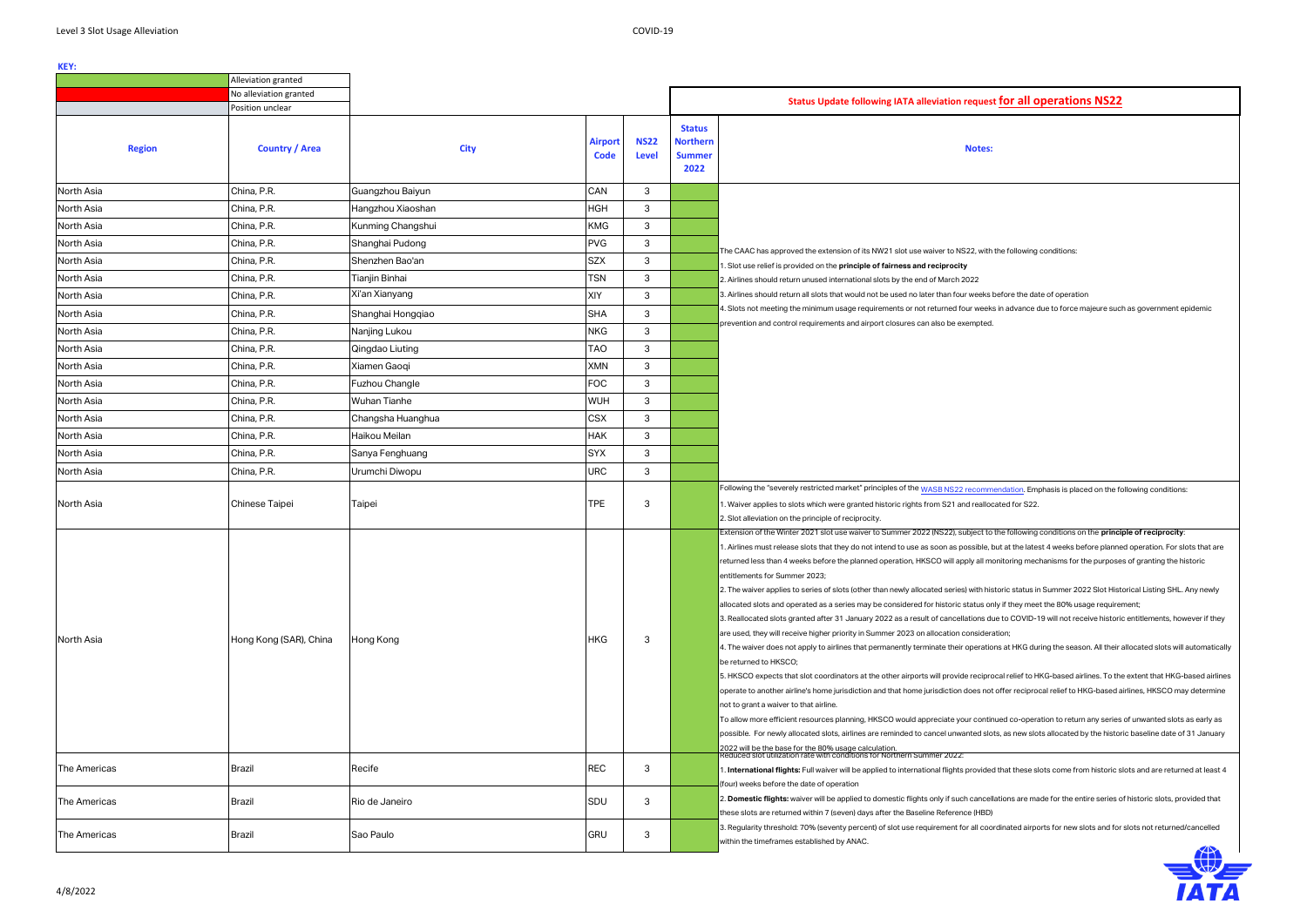**KEY:**

| | |
|---|---|
| Alleviation granted | |
| No alleviation granted | |
| Position unclear | |

**Status Update following IATA alleviation request for all operations NS22**

| Region | Country / Area | City | Airport Code | NS22 Level | Status Northern Summer 2022 | Notes: |
|---|---|---|---|---|---|---|
| North Asia | China, P.R. | Guangzhou Baiyun | CAN | 3 | | The CAAC has approved the extension of its NW21 slot use waiver to NS22, with the following conditions:<br>1. Slot use relief is provided on the **principle of fairness and reciprocity**<br>2. Airlines should return unused international slots by the end of March 2022<br>3. Airlines should return all slots that would not be used no later than four weeks before the date of operation<br>4. Slots not meeting the minimum usage requirements or not returned four weeks in advance due to force majeure such as government epidemic prevention and control requirements and airport closures can also be exempted. |
| North Asia | China, P.R. | Hangzhou Xiaoshan | HGH | 3 | | |
| North Asia | China, P.R. | Kunming Changshui | KMG | 3 | | |
| North Asia | China, P.R. | Shanghai Pudong | PVG | 3 | | |
| North Asia | China, P.R. | Shenzhen Bao'an | SZX | 3 | | |
| North Asia | China, P.R. | Tianjin Binhai | TSN | 3 | | |
| North Asia | China, P.R. | Xi'an Xianyang | XIY | 3 | | |
| North Asia | China, P.R. | Shanghai Hongqiao | SHA | 3 | | |
| North Asia | China, P.R. | Nanjing Lukou | NKG | 3 | | |
| North Asia | China, P.R. | Qingdao Liuting | TAO | 3 | | |
| North Asia | China, P.R. | Xiamen Gaoqi | XMN | 3 | | |
| North Asia | China, P.R. | Fuzhou Changle | FOC | 3 | | |
| North Asia | China, P.R. | Wuhan Tianhe | WUH | 3 | | |
| North Asia | China, P.R. | Changsha Huanghua | CSX | 3 | | |
| North Asia | China, P.R. | Haikou Meilan | HAK | 3 | | |
| North Asia | China, P.R. | Sanya Fenghuang | SYX | 3 | | |
| North Asia | China, P.R. | Urumchi Diwopu | URC | 3 | | |
| North Asia | Chinese Taipei | Taipei | TPE | 3 | | Following the "severely restricted market" principles of the WASB NS22 recommendation. Emphasis is placed on the following conditions:<br>1. Waiver applies to slots which were granted historic rights from S21 and reallocated for S22.<br>2. Slot alleviation on the principle of reciprocity. |
| North Asia | Hong Kong (SAR), China | Hong Kong | HKG | 3 | | Extension of the Winter 2021 slot use waiver to Summer 2022 (NS22), subject to the following conditions on the **principle of reciprocity**:<br>1. Airlines must release slots that they do not intend to use as soon as possible, but at the latest 4 weeks before planned operation. For slots that are returned less than 4 weeks before the planned operation, HKSCO will apply all monitoring mechanisms for the purposes of granting the historic entitlements for Summer 2023;<br>2. The waiver applies to series of slots (other than newly allocated series) with historic status in Summer 2022 Slot Historical Listing SHL. Any newly allocated slots and operated as a series may be considered for historic status only if they meet the 80% usage requirement;<br>3. Reallocated slots granted after 31 January 2022 as a result of cancellations due to COVID-19 will not receive historic entitlements, however if they are used, they will receive higher priority in Summer 2023 on allocation consideration;<br>4. The waiver does not apply to airlines that permanently terminate their operations at HKG during the season. All their allocated slots will automatically be returned to HKSCO;<br>5. HKSCO expects that slot coordinators at the other airports will provide reciprocal relief to HKG-based airlines. To the extent that HKG-based airlines operate to another airline's home jurisdiction and that home jurisdiction does not offer reciprocal relief to HKG-based airlines, HKSCO may determine not to grant a waiver to that airline.<br>To allow more efficient resources planning, HKSCO would appreciate your continued co-operation to return any series of unwanted slots as early as possible. For newly allocated slots, airlines are reminded to cancel unwanted slots, as new slots allocated by the historic baseline date of 31 January 2022 will be the base for the 80% usage calculation. |
| The Americas | Brazil | Recife | REC | 3 | | Reduced slot utilization rate with conditions for Northern Summer 2022:<br>1. **International flights:** Full waiver will be applied to international flights provided that these slots come from historic slots and are returned at least 4 (four) weeks before the date of operation<br>2. **Domestic flights:** waiver will be applied to domestic flights only if such cancellations are made for the entire series of historic slots, provided that these slots are returned within 7 (seven) days after the Baseline Reference (HBD)<br>3. Regularity threshold: 70% (seventy percent) of slot use requirement for all coordinated airports for new slots and for slots not returned/cancelled within the timeframes established by ANAC. |
| The Americas | Brazil | Rio de Janeiro | SDU | 3 | | |
| The Americas | Brazil | Sao Paulo | GRU | 3 | | |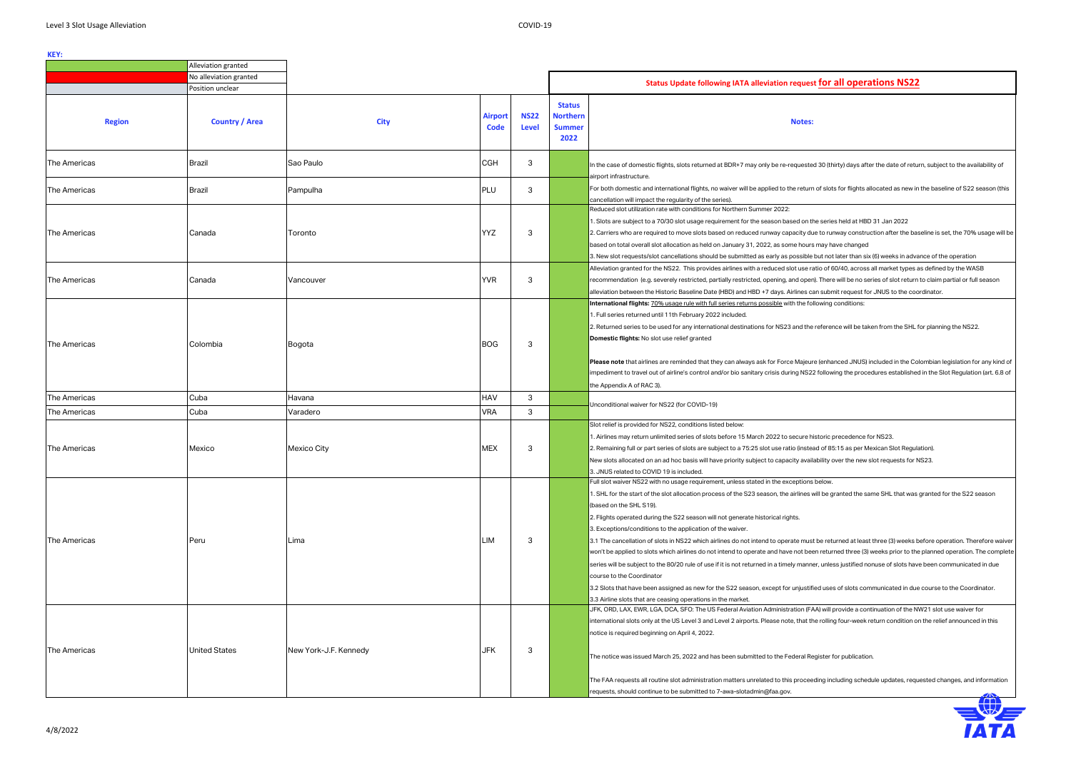**KEY:**

| | |
|---|---|
| (green) | Alliviation granted |
| (red) | No alleviation granted |
| (grey) | Position unclear |

**Status Update following IATA alleviation request for all operations NS22**

| Region | Country / Area | City | Airport Code | NS22 Level | Status Northern Summer 2022 | Notes: |
|---|---|---|---|---|---|---|
| The Americas | Brazil | Sao Paulo | CGH | 3 | | In the case of domestic flights, slots returned at BDR+7 may only be re-requested 30 (thirty) days after the date of return, subject to the availability of airport infrastructure. |
| The Americas | Brazil | Pampulha | PLU | 3 | | For both domestic and international flights, no waiver will be applied to the return of slots for flights allocated as new in the baseline of S22 season (this cancellation will impact the regularity of the series). |
| The Americas | Canada | Toronto | YYZ | 3 | | Reduced slot utilization rate with conditions for Northern Summer 2022:<br>1. Slots are subject to a 70/30 slot usage requirement for the season based on the series held at HBD 31 Jan 2022<br>2. Carriers who are required to move slots based on reduced runway capacity due to runway construction after the baseline is set, the 70% usage will be based on total overall slot allocation as held on January 31, 2022, as some hours may have changed<br>3. New slot requests/slot cancellations should be submitted as early as possible but not later than six (6) weeks in advance of the operation |
| The Americas | Canada | Vancouver | YVR | 3 | | Alleviation granted for the NS22. This provides airlines with a reduced slot use ratio of 60/40, across all market types as defined by the WASB recommendation (e.g. severely restricted, partially restricted, opening, and open). There will be no series of slot return to claim partial or full season alleviation between the Historic Baseline Date (HBD) and HBD +7 days. Airlines can submit request for JNUS to the coordinator. |
| The Americas | Colombia | Bogota | BOG | 3 | | **International flights:** 70% usage rule with full series returns possible with the following conditions:<br>1. Full series returned until 11th February 2022 included.<br>2. Returned series to be used for any international destinations for NS23 and the reference will be taken from the SHL for planning the NS22.<br>**Domestic flights:** No slot use relief granted<br><br>**Please note** that airlines are reminded that they can always ask for Force Majeure (enhanced JNUS) included in the Colombian legislation for any kind of impediment to travel out of airline's control and/or bio sanitary crisis during NS22 following the procedures established in the Slot Regulation (art. 6.8 of the Appendix A of RAC 3). |
| The Americas | Cuba | Havana | HAV | 3 | | Unconditional waiver for NS22 (for COVID-19) |
| The Americas | Cuba | Varadero | VRA | 3 | | |
| The Americas | Mexico | Mexico City | MEX | 3 | | Slot relief is provided for NS22, conditions listed below:<br>1. Airlines may return unlimited series of slots before 15 March 2022 to secure historic precedence for NS23.<br>2. Remaining full or part series of slots are subject to a 75:25 slot use ratio (instead of 85:15 as per Mexican Slot Regulation).<br>New slots allocated on an ad hoc basis will have priority subject to capacity availability over the new slot requests for NS23.<br>3. JNUS related to COVID 19 is included. |
| The Americas | Peru | Lima | LIM | 3 | | Full slot waiver NS22 with no usage requirement, unless stated in the exceptions below.<br>1. SHL for the start of the slot allocation process of the S23 season, the airlines will be granted the same SHL that was granted for the S22 season (based on the SHL S19).<br>2. Flights operated during the S22 season will not generate historical rights.<br>3. Exceptions/conditions to the application of the waiver.<br>3.1 The cancellation of slots in NS22 which airlines do not intend to operate must be returned at least three (3) weeks before operation. Therefore waiver won't be applied to slots which airlines do not intend to operate and have not been returned three (3) weeks prior to the planned operation. The complete series will be subject to the 80/20 rule of use if it is not returned in a timely manner, unless justified nonuse of slots have been communicated in due course to the Coordinator<br>3.2 Slots that have been assigned as new for the S22 season, except for unjustified uses of slots communicated in due course to the Coordinator.<br>3.3 Airline slots that are ceasing operations in the market. |
| The Americas | United States | New York-J.F. Kennedy | JFK | 3 | | JFK, ORD, LAX, EWR, LGA, DCA, SFO: The US Federal Aviation Administration (FAA) will provide a continuation of the NW21 slot use waiver for international slots only at the US Level 3 and Level 2 airports. Please note, that the rolling four-week return condition on the relief announced in this notice is required beginning on April 4, 2022.<br><br>The notice was issued March 25, 2022 and has been submitted to the Federal Register for publication.<br><br>The FAA requests all routine slot administration matters unrelated to this proceeding including schedule updates, requested changes, and information requests, should continue to be submitted to 7-awa-slotadmin@faa.gov. |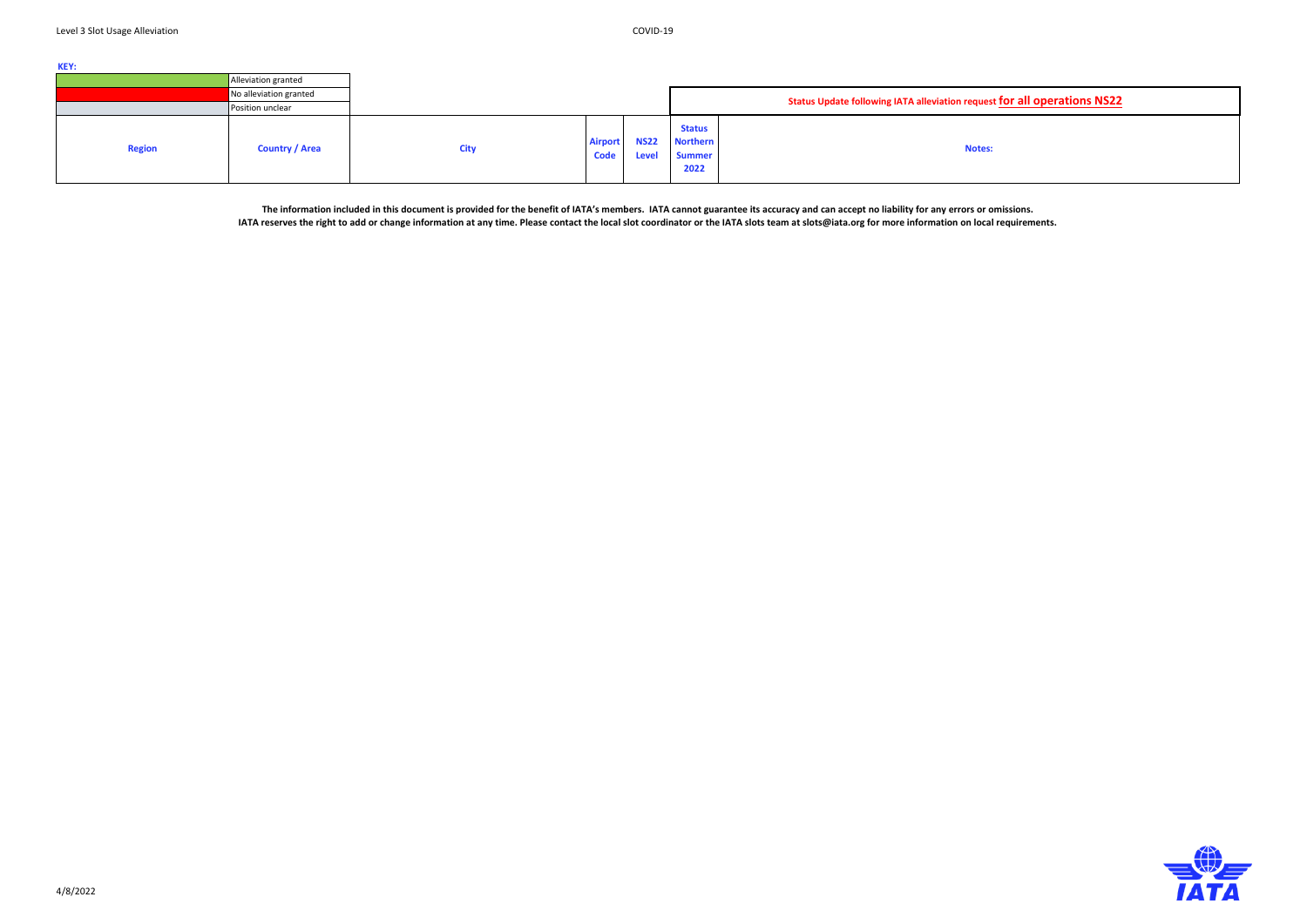**KEY:**

| | |
|---|---|
| (green) | Alleviation granted |
| (red) | No alleviation granted |
| (grey) | Position unclear |

| Region | Country / Area | City | Airport Code | NS22 Level | Status Northern Summer 2022 | Status Update following IATA alleviation request **for all operations NS22** Notes: |
|---|---|---|---|---|---|---|

**The information included in this document is provided for the benefit of IATA's members. IATA cannot guarantee its accuracy and can accept no liability for any errors or omissions.**
**IATA reserves the right to add or change information at any time. Please contact the local slot coordinator or the IATA slots team at slots@iata.org for more information on local requirements.**